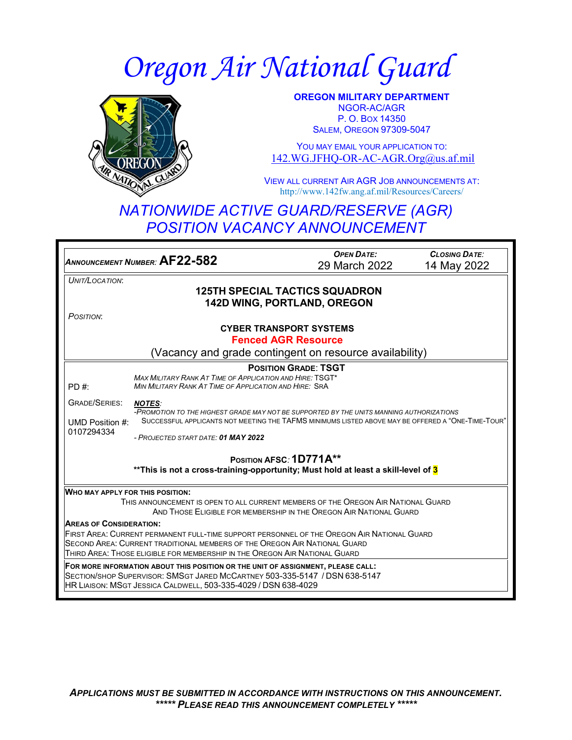# Oregon Air National Guard

**OREGON MILITARY DEPARTMENT**
NGOR-AC/AGR
P. O. BOX 14350
SALEM, OREGON 97309-5047

YOU MAY EMAIL YOUR APPLICATION TO:
142.WG.JFHQ-OR-AC-AGR.Org@us.af.mil

VIEW ALL CURRENT AIR AGR JOB ANNOUNCEMENTS AT:
http://www.142fw.ang.af.mil/Resources/Careers/

## NATIONWIDE ACTIVE GUARD/RESERVE (AGR) POSITION VACANCY ANNOUNCEMENT

| *ANNOUNCEMENT NUMBER:* **AF22-582** | *OPEN DATE:* 29 March 2022 | *CLOSING DATE:* 14 May 2022 |
|---|---|---|

*UNIT/LOCATION:*

**125TH SPECIAL TACTICS SQUADRON**
**142D WING, PORTLAND, OREGON**

*POSITION:*

**CYBER TRANSPORT SYSTEMS**
**Fenced AGR Resource**
(Vacancy and grade contingent on resource availability)

**POSITION GRADE: TSGT**

*MAX MILITARY RANK AT TIME OF APPLICATION AND HIRE:* TSGT*
*MIN MILITARY RANK AT TIME OF APPLICATION AND HIRE:* SRA

PD #:

GRADE/SERIES:

UMD Position #: 0107294334

***NOTES***:
*-PROMOTION TO THE HIGHEST GRADE MAY NOT BE SUPPORTED BY THE UNITS MANNING AUTHORIZATIONS*
SUCCESSFUL APPLICANTS NOT MEETING THE TAFMS MINIMUMS LISTED ABOVE MAY BE OFFERED A "ONE-TIME-TOUR"

*- PROJECTED START DATE:* ***01 MAY 2022***

**POSITION AFSC: 1D771A****
****This is not a cross-training-opportunity; Must hold at least a skill-level of 3**

**WHO MAY APPLY FOR THIS POSITION:**
THIS ANNOUNCEMENT IS OPEN TO ALL CURRENT MEMBERS OF THE OREGON AIR NATIONAL GUARD AND THOSE ELIGIBLE FOR MEMBERSHIP IN THE OREGON AIR NATIONAL GUARD

**AREAS OF CONSIDERATION:**
FIRST AREA: CURRENT PERMANENT FULL-TIME SUPPORT PERSONNEL OF THE OREGON AIR NATIONAL GUARD
SECOND AREA: CURRENT TRADITIONAL MEMBERS OF THE OREGON AIR NATIONAL GUARD
THIRD AREA: THOSE ELIGIBLE FOR MEMBERSHIP IN THE OREGON AIR NATIONAL GUARD

**FOR MORE INFORMATION ABOUT THIS POSITION OR THE UNIT OF ASSIGNMENT, PLEASE CALL:**
SECTION/SHOP SUPERVISOR: SMSGT JARED MCCARTNEY 503-335-5147 / DSN 638-5147
HR LIAISON: MSGT JESSICA CALDWELL, 503-335-4029 / DSN 638-4029

***APPLICATIONS MUST BE SUBMITTED IN ACCORDANCE WITH INSTRUCTIONS ON THIS ANNOUNCEMENT.***
***\*\*\*\*\* PLEASE READ THIS ANNOUNCEMENT COMPLETELY \*\*\*\*\****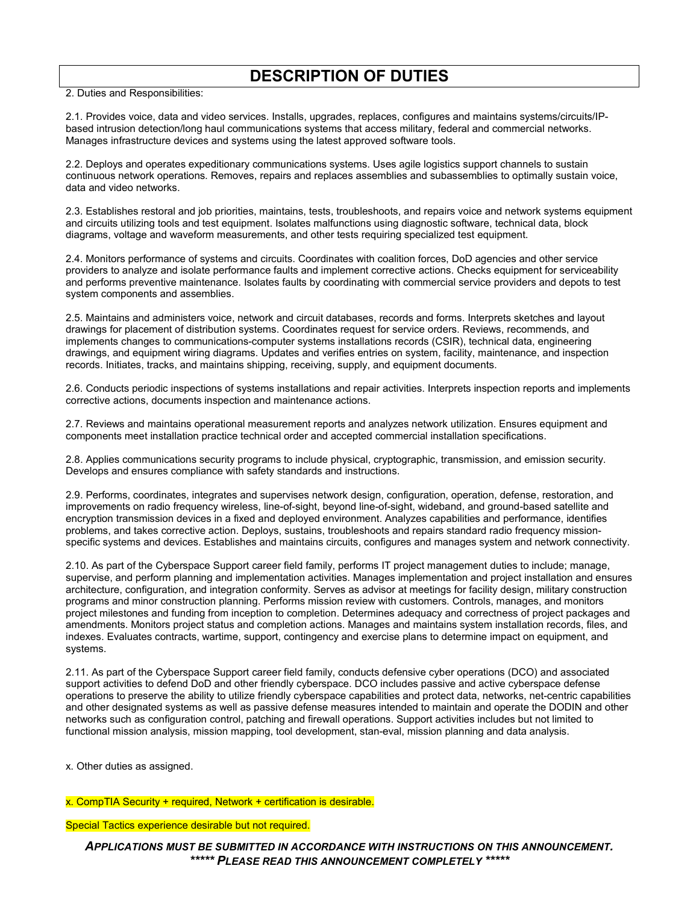# DESCRIPTION OF DUTIES

2. Duties and Responsibilities:

2.1. Provides voice, data and video services. Installs, upgrades, replaces, configures and maintains systems/circuits/IP-based intrusion detection/long haul communications systems that access military, federal and commercial networks. Manages infrastructure devices and systems using the latest approved software tools.

2.2. Deploys and operates expeditionary communications systems. Uses agile logistics support channels to sustain continuous network operations. Removes, repairs and replaces assemblies and subassemblies to optimally sustain voice, data and video networks.

2.3. Establishes restoral and job priorities, maintains, tests, troubleshoots, and repairs voice and network systems equipment and circuits utilizing tools and test equipment. Isolates malfunctions using diagnostic software, technical data, block diagrams, voltage and waveform measurements, and other tests requiring specialized test equipment.

2.4. Monitors performance of systems and circuits. Coordinates with coalition forces, DoD agencies and other service providers to analyze and isolate performance faults and implement corrective actions. Checks equipment for serviceability and performs preventive maintenance. Isolates faults by coordinating with commercial service providers and depots to test system components and assemblies.

2.5. Maintains and administers voice, network and circuit databases, records and forms. Interprets sketches and layout drawings for placement of distribution systems. Coordinates request for service orders. Reviews, recommends, and implements changes to communications-computer systems installations records (CSIR), technical data, engineering drawings, and equipment wiring diagrams. Updates and verifies entries on system, facility, maintenance, and inspection records. Initiates, tracks, and maintains shipping, receiving, supply, and equipment documents.

2.6. Conducts periodic inspections of systems installations and repair activities. Interprets inspection reports and implements corrective actions, documents inspection and maintenance actions.

2.7. Reviews and maintains operational measurement reports and analyzes network utilization. Ensures equipment and components meet installation practice technical order and accepted commercial installation specifications.

2.8. Applies communications security programs to include physical, cryptographic, transmission, and emission security. Develops and ensures compliance with safety standards and instructions.

2.9. Performs, coordinates, integrates and supervises network design, configuration, operation, defense, restoration, and improvements on radio frequency wireless, line-of-sight, beyond line-of-sight, wideband, and ground-based satellite and encryption transmission devices in a fixed and deployed environment. Analyzes capabilities and performance, identifies problems, and takes corrective action. Deploys, sustains, troubleshoots and repairs standard radio frequency mission-specific systems and devices. Establishes and maintains circuits, configures and manages system and network connectivity.

2.10. As part of the Cyberspace Support career field family, performs IT project management duties to include; manage, supervise, and perform planning and implementation activities. Manages implementation and project installation and ensures architecture, configuration, and integration conformity. Serves as advisor at meetings for facility design, military construction programs and minor construction planning. Performs mission review with customers. Controls, manages, and monitors project milestones and funding from inception to completion. Determines adequacy and correctness of project packages and amendments. Monitors project status and completion actions. Manages and maintains system installation records, files, and indexes. Evaluates contracts, wartime, support, contingency and exercise plans to determine impact on equipment, and systems.

2.11. As part of the Cyberspace Support career field family, conducts defensive cyber operations (DCO) and associated support activities to defend DoD and other friendly cyberspace. DCO includes passive and active cyberspace defense operations to preserve the ability to utilize friendly cyberspace capabilities and protect data, networks, net-centric capabilities and other designated systems as well as passive defense measures intended to maintain and operate the DODIN and other networks such as configuration control, patching and firewall operations. Support activities includes but not limited to functional mission analysis, mission mapping, tool development, stan-eval, mission planning and data analysis.

x. Other duties as assigned.

x. CompTIA Security + required, Network + certification is desirable.

Special Tactics experience desirable but not required.

***APPLICATIONS MUST BE SUBMITTED IN ACCORDANCE WITH INSTRUCTIONS ON THIS ANNOUNCEMENT.***
***\*\*\*\*\* PLEASE READ THIS ANNOUNCEMENT COMPLETELY \*\*\*\*\****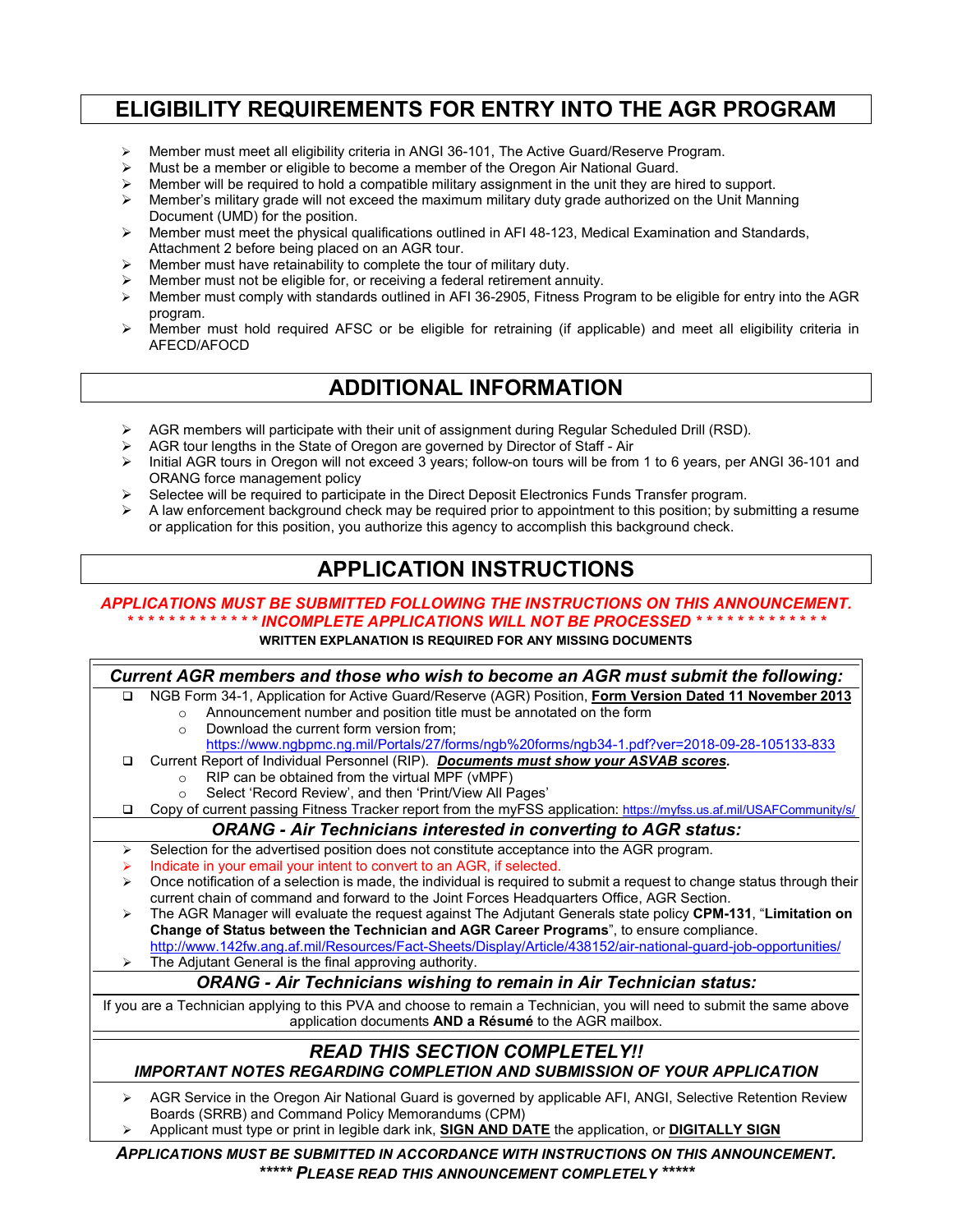## ELIGIBILITY REQUIREMENTS FOR ENTRY INTO THE AGR PROGRAM

- Member must meet all eligibility criteria in ANGI 36-101, The Active Guard/Reserve Program.
- Must be a member or eligible to become a member of the Oregon Air National Guard.
- Member will be required to hold a compatible military assignment in the unit they are hired to support.
- Member's military grade will not exceed the maximum military duty grade authorized on the Unit Manning Document (UMD) for the position.
- Member must meet the physical qualifications outlined in AFI 48-123, Medical Examination and Standards, Attachment 2 before being placed on an AGR tour.
- Member must have retainability to complete the tour of military duty.
- Member must not be eligible for, or receiving a federal retirement annuity.
- Member must comply with standards outlined in AFI 36-2905, Fitness Program to be eligible for entry into the AGR program.
- Member must hold required AFSC or be eligible for retraining (if applicable) and meet all eligibility criteria in AFECD/AFOCD

## ADDITIONAL INFORMATION

- AGR members will participate with their unit of assignment during Regular Scheduled Drill (RSD).
- AGR tour lengths in the State of Oregon are governed by Director of Staff - Air
- Initial AGR tours in Oregon will not exceed 3 years; follow-on tours will be from 1 to 6 years, per ANGI 36-101 and ORANG force management policy
- Selectee will be required to participate in the Direct Deposit Electronics Funds Transfer program.
- A law enforcement background check may be required prior to appointment to this position; by submitting a resume or application for this position, you authorize this agency to accomplish this background check.

## APPLICATION INSTRUCTIONS

***APPLICATIONS MUST BE SUBMITTED FOLLOWING THE INSTRUCTIONS ON THIS ANNOUNCEMENT.***
***\* \* \* \* \* \* \* \* \* \* \* \* \* INCOMPLETE APPLICATIONS WILL NOT BE PROCESSED \* \* \* \* \* \* \* \* \* \* \* \* \****

**WRITTEN EXPLANATION IS REQUIRED FOR ANY MISSING DOCUMENTS**

### *Current AGR members and those who wish to become an AGR must submit the following:*

- NGB Form 34-1, Application for Active Guard/Reserve (AGR) Position, **Form Version Dated 11 November 2013**
  - Announcement number and position title must be annotated on the form
  - Download the current form version from; https://www.ngbpmc.ng.mil/Portals/27/forms/ngb%20forms/ngb34-1.pdf?ver=2018-09-28-105133-833
- Current Report of Individual Personnel (RIP). ***Documents must show your ASVAB scores.***
  - RIP can be obtained from the virtual MPF (vMPF)
  - Select 'Record Review', and then 'Print/View All Pages'
- Copy of current passing Fitness Tracker report from the myFSS application: https://myfss.us.af.mil/USAFCommunity/s/

### *ORANG - Air Technicians interested in converting to AGR status:*

- Selection for the advertised position does not constitute acceptance into the AGR program.
- Indicate in your email your intent to convert to an AGR, if selected.
- Once notification of a selection is made, the individual is required to submit a request to change status through their current chain of command and forward to the Joint Forces Headquarters Office, AGR Section.
- The AGR Manager will evaluate the request against The Adjutant Generals state policy **CPM-131**, "**Limitation on Change of Status between the Technician and AGR Career Programs**", to ensure compliance. http://www.142fw.ang.af.mil/Resources/Fact-Sheets/Display/Article/438152/air-national-guard-job-opportunities/
- The Adjutant General is the final approving authority.

### *ORANG - Air Technicians wishing to remain in Air Technician status:*

If you are a Technician applying to this PVA and choose to remain a Technician, you will need to submit the same above application documents **AND a Résumé** to the AGR mailbox.

### *READ THIS SECTION COMPLETELY!!*

***IMPORTANT NOTES REGARDING COMPLETION AND SUBMISSION OF YOUR APPLICATION***

- AGR Service in the Oregon Air National Guard is governed by applicable AFI, ANGI, Selective Retention Review Boards (SRRB) and Command Policy Memorandums (CPM)
- Applicant must type or print in legible dark ink, **SIGN AND DATE** the application, or **DIGITALLY SIGN**

***APPLICATIONS MUST BE SUBMITTED IN ACCORDANCE WITH INSTRUCTIONS ON THIS ANNOUNCEMENT.***
***\*\*\*\*\* PLEASE READ THIS ANNOUNCEMENT COMPLETELY \*\*\*\*\****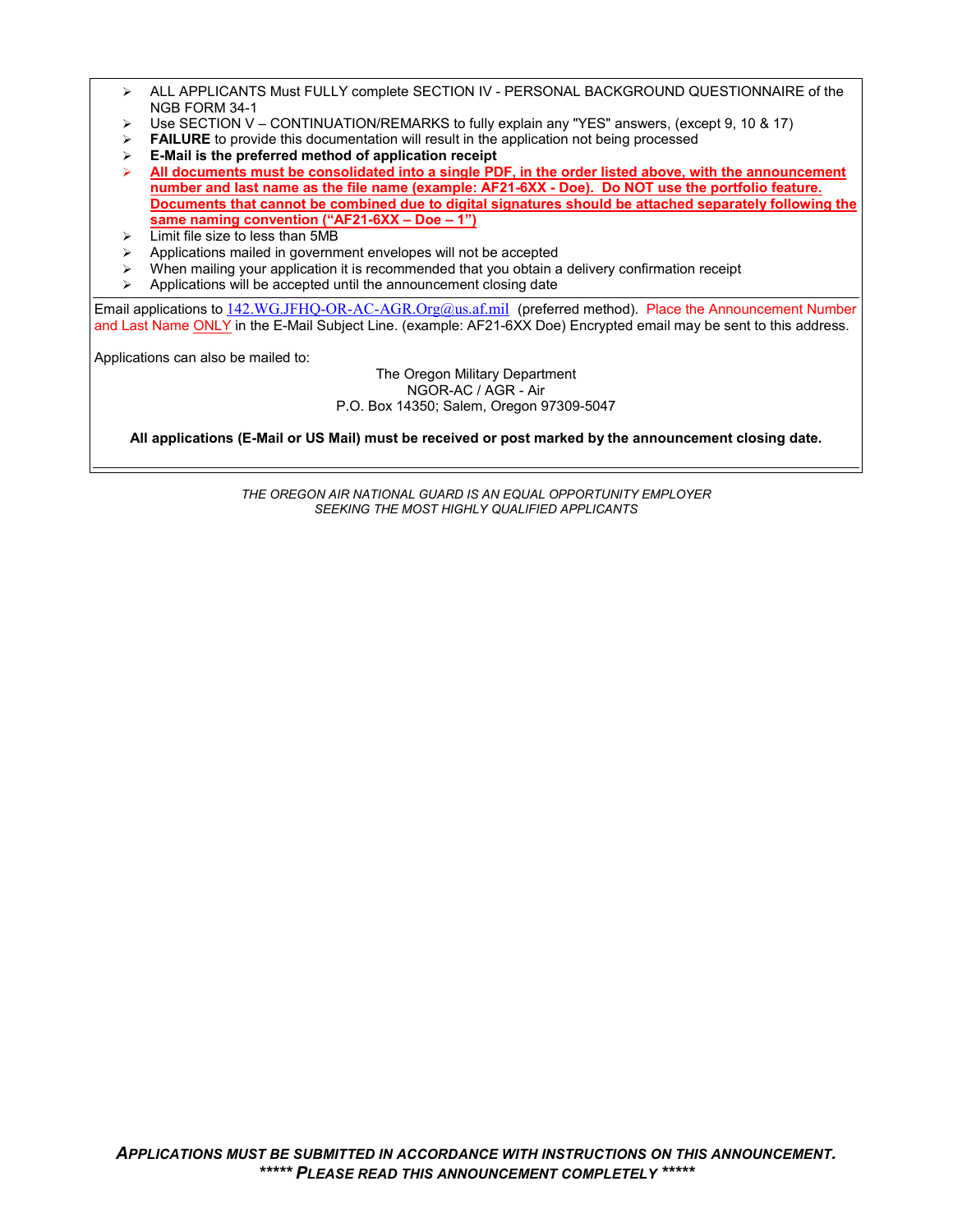- ALL APPLICANTS Must FULLY complete SECTION IV - PERSONAL BACKGROUND QUESTIONNAIRE of the NGB FORM 34-1
- Use SECTION V – CONTINUATION/REMARKS to fully explain any "YES" answers, (except 9, 10 & 17)
- **FAILURE** to provide this documentation will result in the application not being processed
- **E-Mail is the preferred method of application receipt**
- **All documents must be consolidated into a single PDF, in the order listed above, with the announcement number and last name as the file name (example: AF21-6XX - Doe). Do NOT use the portfolio feature. Documents that cannot be combined due to digital signatures should be attached separately following the same naming convention ("AF21-6XX – Doe – 1")**
- Limit file size to less than 5MB
- Applications mailed in government envelopes will not be accepted
- When mailing your application it is recommended that you obtain a delivery confirmation receipt
- Applications will be accepted until the announcement closing date

Email applications to 142.WG.JFHQ-OR-AC-AGR.Org@us.af.mil (preferred method). Place the Announcement Number and Last Name ONLY in the E-Mail Subject Line. (example: AF21-6XX Doe) Encrypted email may be sent to this address.

Applications can also be mailed to:

The Oregon Military Department
NGOR-AC / AGR - Air
P.O. Box 14350; Salem, Oregon 97309-5047

**All applications (E-Mail or US Mail) must be received or post marked by the announcement closing date.**

*THE OREGON AIR NATIONAL GUARD IS AN EQUAL OPPORTUNITY EMPLOYER*
*SEEKING THE MOST HIGHLY QUALIFIED APPLICANTS*

***APPLICATIONS MUST BE SUBMITTED IN ACCORDANCE WITH INSTRUCTIONS ON THIS ANNOUNCEMENT.***
***\*\*\*\*\* PLEASE READ THIS ANNOUNCEMENT COMPLETELY \*\*\*\*\****